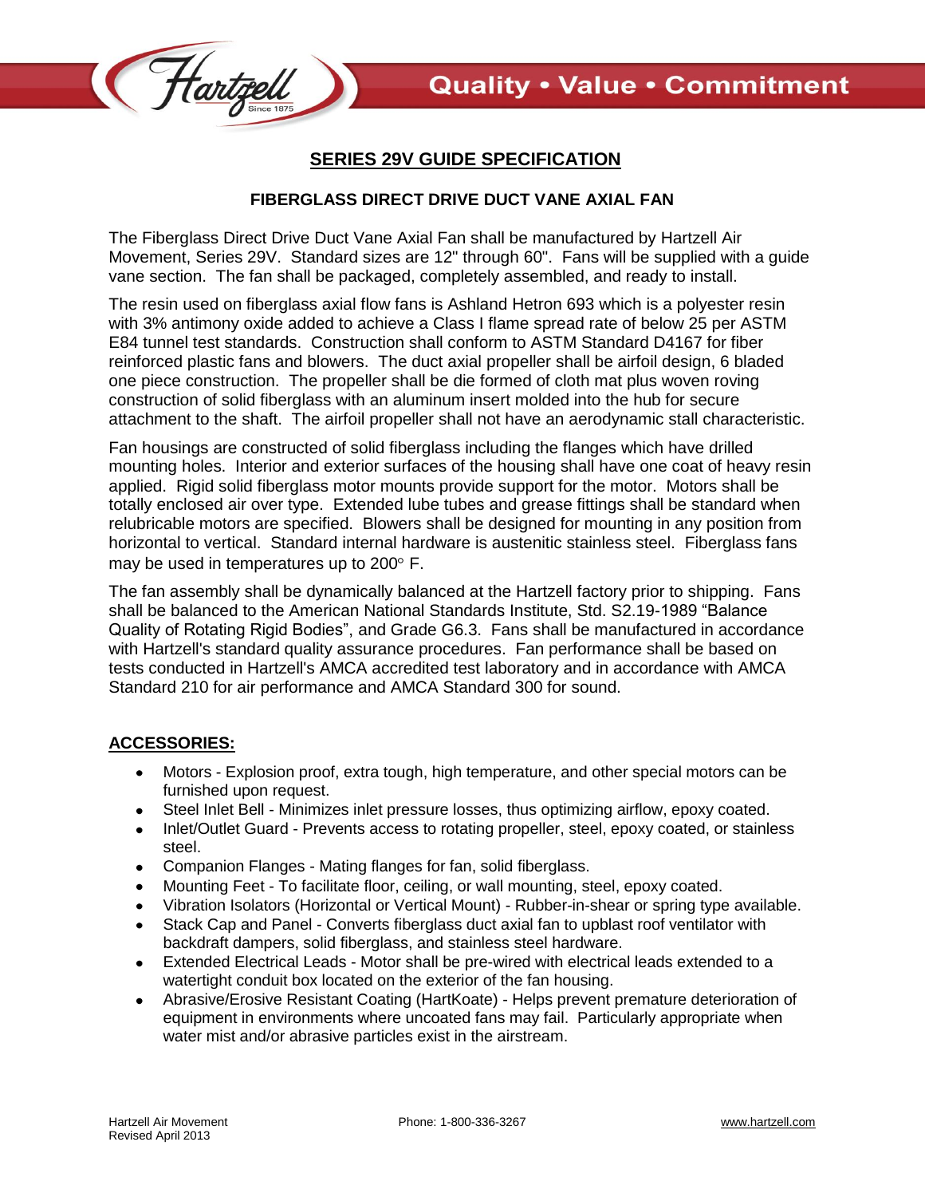# SERIES 29V GUIDE SPECIFICATION

## FIBERGLASS DIRECT DRIVE DUCT VANE AXIAL FAN

The Fiberglass Direct Drive Duct Vane Axial Fan shall be manufactured by Hartzell Air Movement, Series 29V. Standard sizes are 12" through 60". Fans will be supplied with a guide vane section. The fan shall be packaged, completely assembled, and ready to install.

The resin used on fiberglass axial flow fans is Ashland Hetron 693 which is a polyester resin with 3% antimony oxide added to achieve a Class I flame spread rate of below 25 per ASTM E84 tunnel test standards. Construction shall conform to ASTM Standard D4167 for fiber reinforced plastic fans and blowers. The duct axial propeller shall be airfoil design, 6 bladed one piece construction. The propeller shall be die formed of cloth mat plus woven roving construction of solid fiberglass with an aluminum insert molded into the hub for secure attachment to the shaft. The airfoil propeller shall not have an aerodynamic stall characteristic.

Fan housings are constructed of solid fiberglass including the flanges which have drilled mounting holes. Interior and exterior surfaces of the housing shall have one coat of heavy resin applied. Rigid solid fiberglass motor mounts provide support for the motor. Motors shall be totally enclosed air over type. Extended lube tubes and grease fittings shall be standard when relubricable motors are specified. Blowers shall be designed for mounting in any position from horizontal to vertical. Standard internal hardware is austenitic stainless steel. Fiberglass fans may be used in temperatures up to 200° F.

The fan assembly shall be dynamically balanced at the Hartzell factory prior to shipping. Fans shall be balanced to the American National Standards Institute, Std. S2.19-1989 "Balance Quality of Rotating Rigid Bodies", and Grade G6.3. Fans shall be manufactured in accordance with Hartzell's standard quality assurance procedures. Fan performance shall be based on tests conducted in Hartzell's AMCA accredited test laboratory and in accordance with AMCA Standard 210 for air performance and AMCA Standard 300 for sound.

## ACCESSORIES:

- Motors - Explosion proof, extra tough, high temperature, and other special motors can be furnished upon request.
- Steel Inlet Bell - Minimizes inlet pressure losses, thus optimizing airflow, epoxy coated.
- Inlet/Outlet Guard - Prevents access to rotating propeller, steel, epoxy coated, or stainless steel.
- Companion Flanges - Mating flanges for fan, solid fiberglass.
- Mounting Feet - To facilitate floor, ceiling, or wall mounting, steel, epoxy coated.
- Vibration Isolators (Horizontal or Vertical Mount) - Rubber-in-shear or spring type available.
- Stack Cap and Panel - Converts fiberglass duct axial fan to upblast roof ventilator with backdraft dampers, solid fiberglass, and stainless steel hardware.
- Extended Electrical Leads - Motor shall be pre-wired with electrical leads extended to a watertight conduit box located on the exterior of the fan housing.
- Abrasive/Erosive Resistant Coating (HartKoate) - Helps prevent premature deterioration of equipment in environments where uncoated fans may fail. Particularly appropriate when water mist and/or abrasive particles exist in the airstream.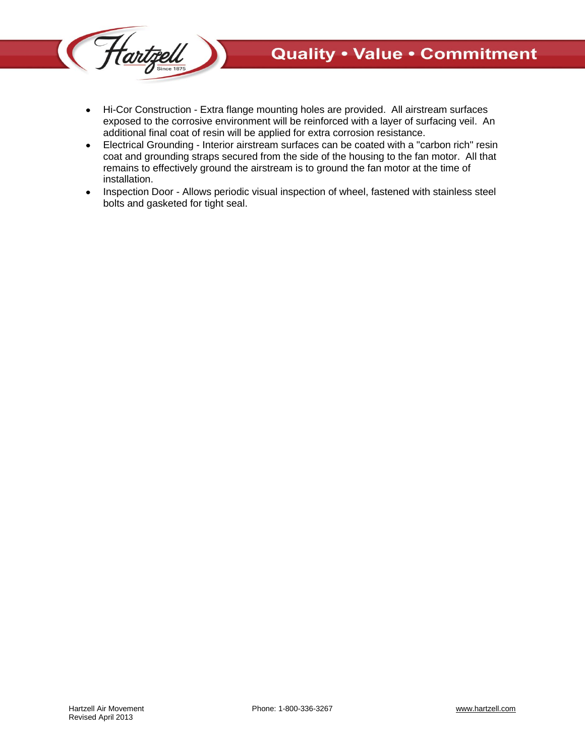- Hi-Cor Construction - Extra flange mounting holes are provided. All airstream surfaces exposed to the corrosive environment will be reinforced with a layer of surfacing veil. An additional final coat of resin will be applied for extra corrosion resistance.
- Electrical Grounding - Interior airstream surfaces can be coated with a "carbon rich" resin coat and grounding straps secured from the side of the housing to the fan motor. All that remains to effectively ground the airstream is to ground the fan motor at the time of installation.
- Inspection Door - Allows periodic visual inspection of wheel, fastened with stainless steel bolts and gasketed for tight seal.